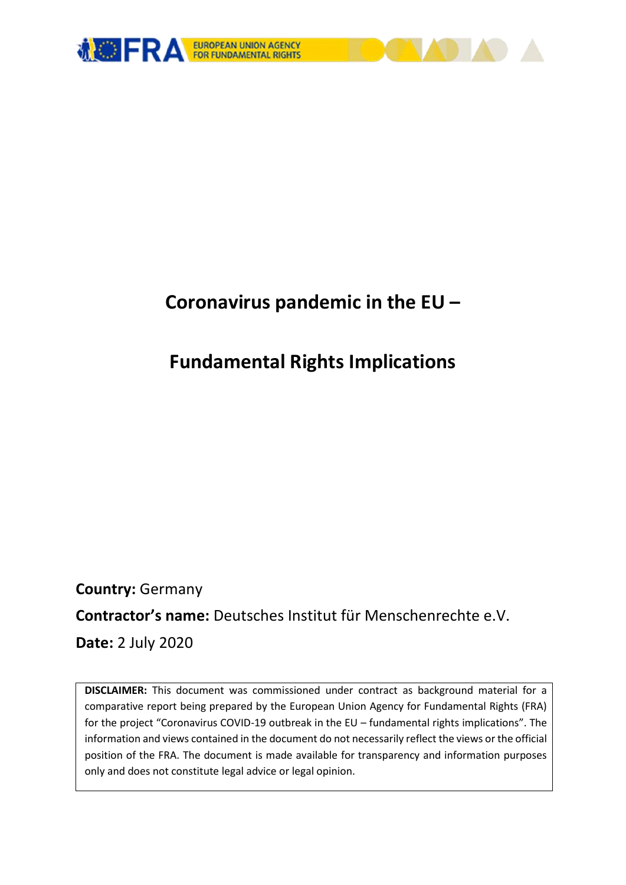# Coronavirus pandemic in the EU –

# Fundamental Rights Implications

**Country:** Germany

**Contractor's name:** Deutsches Institut für Menschenrechte e.V.

**Date:** 2 July 2020

**DISCLAIMER:** This document was commissioned under contract as background material for a comparative report being prepared by the European Union Agency for Fundamental Rights (FRA) for the project "Coronavirus COVID-19 outbreak in the EU – fundamental rights implications". The information and views contained in the document do not necessarily reflect the views or the official position of the FRA. The document is made available for transparency and information purposes only and does not constitute legal advice or legal opinion.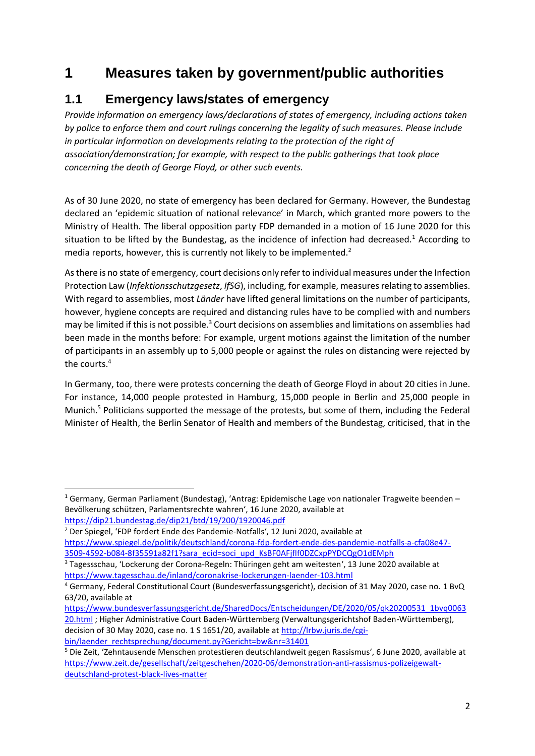# 1 Measures taken by government/public authorities

## 1.1 Emergency laws/states of emergency

*Provide information on emergency laws/declarations of states of emergency, including actions taken by police to enforce them and court rulings concerning the legality of such measures. Please include in particular information on developments relating to the protection of the right of association/demonstration; for example, with respect to the public gatherings that took place concerning the death of George Floyd, or other such events.*

As of 30 June 2020, no state of emergency has been declared for Germany. However, the Bundestag declared an 'epidemic situation of national relevance' in March, which granted more powers to the Ministry of Health. The liberal opposition party FDP demanded in a motion of 16 June 2020 for this situation to be lifted by the Bundestag, as the incidence of infection had decreased.[1] According to media reports, however, this is currently not likely to be implemented.[2]

As there is no state of emergency, court decisions only refer to individual measures under the Infection Protection Law (*Infektionsschutzgesetz*, *IfSG*), including, for example, measures relating to assemblies. With regard to assemblies, most *Länder* have lifted general limitations on the number of participants, however, hygiene concepts are required and distancing rules have to be complied with and numbers may be limited if this is not possible.[3] Court decisions on assemblies and limitations on assemblies had been made in the months before: For example, urgent motions against the limitation of the number of participants in an assembly up to 5,000 people or against the rules on distancing were rejected by the courts.[4]

In Germany, too, there were protests concerning the death of George Floyd in about 20 cities in June. For instance, 14,000 people protested in Hamburg, 15,000 people in Berlin and 25,000 people in Munich.[5] Politicians supported the message of the protests, but some of them, including the Federal Minister of Health, the Berlin Senator of Health and members of the Bundestag, criticised, that in the

---

[1] Germany, German Parliament (Bundestag), 'Antrag: Epidemische Lage von nationaler Tragweite beenden – Bevölkerung schützen, Parlamentsrechte wahren', 16 June 2020, available at https://dip21.bundestag.de/dip21/btd/19/200/1920046.pdf

[2] Der Spiegel, 'FDP fordert Ende des Pandemie-Notfalls', 12 Juni 2020, available at https://www.spiegel.de/politik/deutschland/corona-fdp-fordert-ende-des-pandemie-notfalls-a-cfa08e47-3509-4592-b084-8f35591a82f1?sara_ecid=soci_upd_KsBF0AFjflf0DZCxpPYDCQgO1dEMph

[3] Tagessschau, 'Lockerung der Corona-Regeln: Thüringen geht am weitesten', 13 June 2020 available at https://www.tagesschau.de/inland/coronakrise-lockerungen-laender-103.html

[4] Germany, Federal Constitutional Court (Bundesverfassungsgericht), decision of 31 May 2020, case no. 1 BvQ 63/20, available at https://www.bundesverfassungsgericht.de/SharedDocs/Entscheidungen/DE/2020/05/qk20200531_1bvq006320.html ; Higher Administrative Court Baden-Württemberg (Verwaltungsgerichtshof Baden-Württemberg), decision of 30 May 2020, case no. 1 S 1651/20, available at http://lrbw.juris.de/cgi-bin/laender_rechtsprechung/document.py?Gericht=bw&nr=31401

[5] Die Zeit, 'Zehntausende Menschen protestieren deutschlandweit gegen Rassismus', 6 June 2020, available at https://www.zeit.de/gesellschaft/zeitgeschehen/2020-06/demonstration-anti-rassismus-polizeigewalt-deutschland-protest-black-lives-matter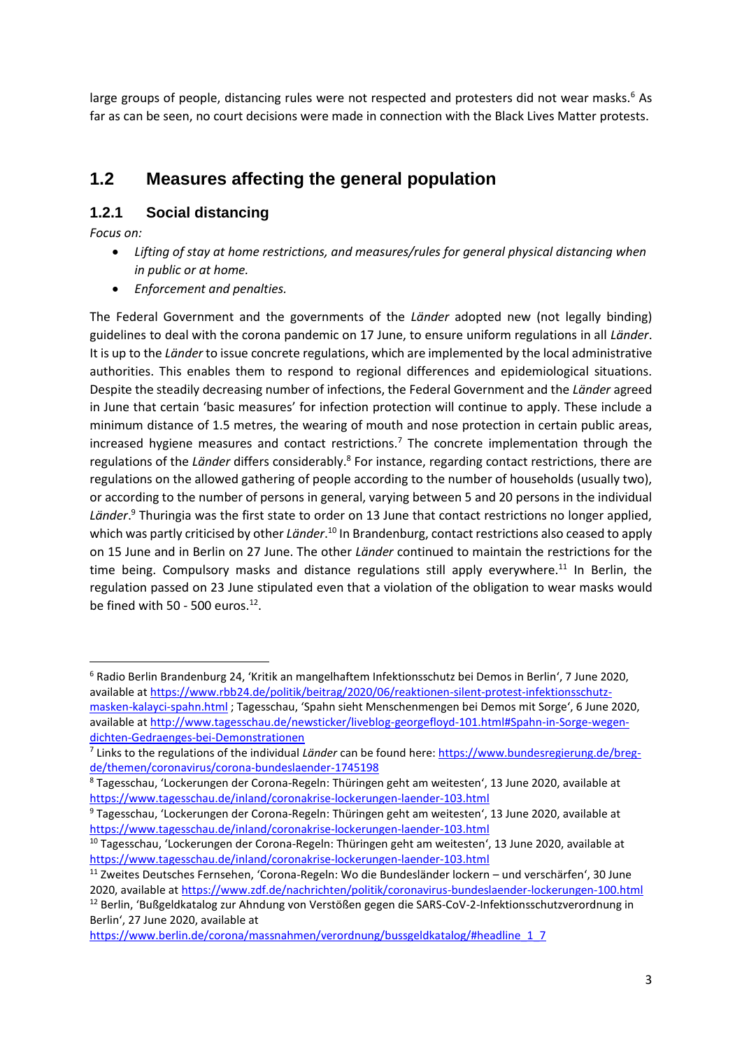large groups of people, distancing rules were not respected and protesters did not wear masks.[6] As far as can be seen, no court decisions were made in connection with the Black Lives Matter protests.

## 1.2 Measures affecting the general population

### 1.2.1 Social distancing

*Focus on:*

- *Lifting of stay at home restrictions, and measures/rules for general physical distancing when in public or at home.*
- *Enforcement and penalties.*

The Federal Government and the governments of the *Länder* adopted new (not legally binding) guidelines to deal with the corona pandemic on 17 June, to ensure uniform regulations in all *Länder*. It is up to the *Länder* to issue concrete regulations, which are implemented by the local administrative authorities. This enables them to respond to regional differences and epidemiological situations. Despite the steadily decreasing number of infections, the Federal Government and the *Länder* agreed in June that certain 'basic measures' for infection protection will continue to apply. These include a minimum distance of 1.5 metres, the wearing of mouth and nose protection in certain public areas, increased hygiene measures and contact restrictions.[7] The concrete implementation through the regulations of the *Länder* differs considerably.[8] For instance, regarding contact restrictions, there are regulations on the allowed gathering of people according to the number of households (usually two), or according to the number of persons in general, varying between 5 and 20 persons in the individual *Länder*.[9] Thuringia was the first state to order on 13 June that contact restrictions no longer applied, which was partly criticised by other *Länder*.[10] In Brandenburg, contact restrictions also ceased to apply on 15 June and in Berlin on 27 June. The other *Länder* continued to maintain the restrictions for the time being. Compulsory masks and distance regulations still apply everywhere.[11] In Berlin, the regulation passed on 23 June stipulated even that a violation of the obligation to wear masks would be fined with 50 - 500 euros.[12].

---

[6] Radio Berlin Brandenburg 24, 'Kritik an mangelhaftem Infektionsschutz bei Demos in Berlin', 7 June 2020, available at https://www.rbb24.de/politik/beitrag/2020/06/reaktionen-silent-protest-infektionsschutz-masken-kalayci-spahn.html ; Tagesschau, 'Spahn sieht Menschenmengen bei Demos mit Sorge', 6 June 2020, available at http://www.tagesschau.de/newsticker/liveblog-georgefloyd-101.html#Spahn-in-Sorge-wegen-dichten-Gedraenges-bei-Demonstrationen

[7] Links to the regulations of the individual *Länder* can be found here: https://www.bundesregierung.de/breg-de/themen/coronavirus/corona-bundeslaender-1745198

[8] Tagesschau, 'Lockerungen der Corona-Regeln: Thüringen geht am weitesten', 13 June 2020, available at https://www.tagesschau.de/inland/coronakrise-lockerungen-laender-103.html

[9] Tagesschau, 'Lockerungen der Corona-Regeln: Thüringen geht am weitesten', 13 June 2020, available at https://www.tagesschau.de/inland/coronakrise-lockerungen-laender-103.html

[10] Tagesschau, 'Lockerungen der Corona-Regeln: Thüringen geht am weitesten', 13 June 2020, available at https://www.tagesschau.de/inland/coronakrise-lockerungen-laender-103.html

[11] Zweites Deutsches Fernsehen, 'Corona-Regeln: Wo die Bundesländer lockern – und verschärfen', 30 June 2020, available at https://www.zdf.de/nachrichten/politik/coronavirus-bundeslaender-lockerungen-100.html

[12] Berlin, 'Bußgeldkatalog zur Ahndung von Verstößen gegen die SARS-CoV-2-Infektionsschutzverordnung in Berlin', 27 June 2020, available at https://www.berlin.de/corona/massnahmen/verordnung/bussgeldkatalog/#headline_1_7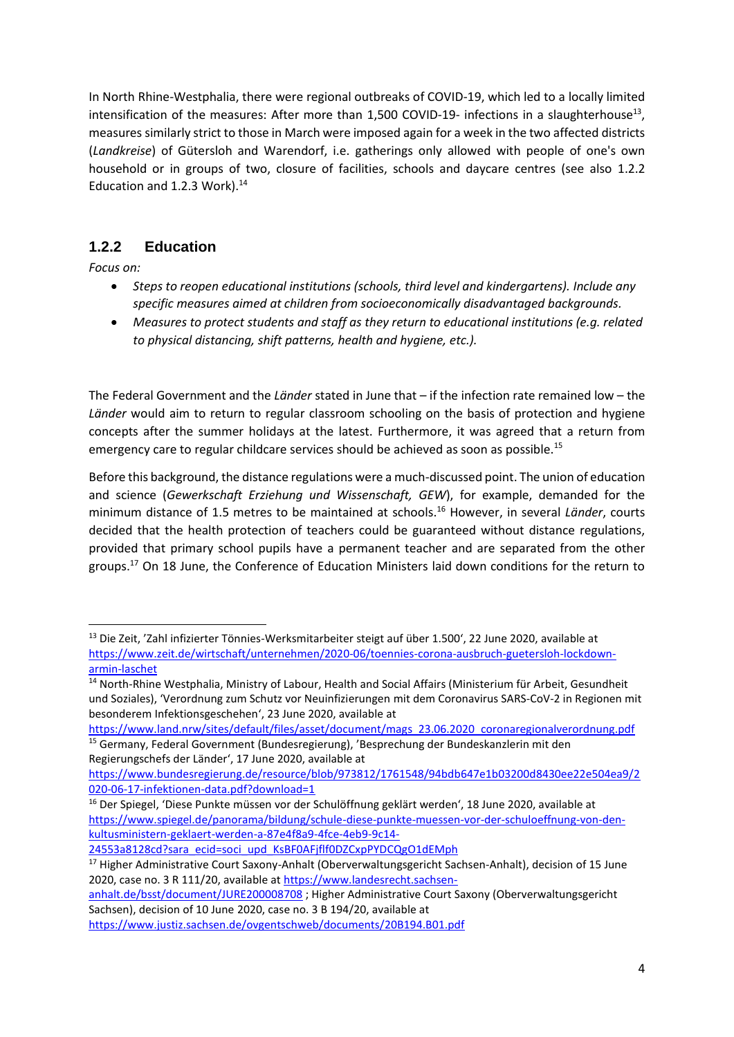In North Rhine-Westphalia, there were regional outbreaks of COVID-19, which led to a locally limited intensification of the measures: After more than 1,500 COVID-19- infections in a slaughterhouse[13], measures similarly strict to those in March were imposed again for a week in the two affected districts (*Landkreise*) of Gütersloh and Warendorf, i.e. gatherings only allowed with people of one's own household or in groups of two, closure of facilities, schools and daycare centres (see also 1.2.2 Education and 1.2.3 Work).[14]

### 1.2.2 Education

*Focus on:*

- *Steps to reopen educational institutions (schools, third level and kindergartens). Include any specific measures aimed at children from socioeconomically disadvantaged backgrounds.*
- *Measures to protect students and staff as they return to educational institutions (e.g. related to physical distancing, shift patterns, health and hygiene, etc.).*

The Federal Government and the *Länder* stated in June that – if the infection rate remained low – the *Länder* would aim to return to regular classroom schooling on the basis of protection and hygiene concepts after the summer holidays at the latest. Furthermore, it was agreed that a return from emergency care to regular childcare services should be achieved as soon as possible.[15]

Before this background, the distance regulations were a much-discussed point. The union of education and science (*Gewerkschaft Erziehung und Wissenschaft, GEW*), for example, demanded for the minimum distance of 1.5 metres to be maintained at schools.[16] However, in several *Länder*, courts decided that the health protection of teachers could be guaranteed without distance regulations, provided that primary school pupils have a permanent teacher and are separated from the other groups.[17] On 18 June, the Conference of Education Ministers laid down conditions for the return to

---

[13] Die Zeit, 'Zahl infizierter Tönnies-Werksmitarbeiter steigt auf über 1.500', 22 June 2020, available at https://www.zeit.de/wirtschaft/unternehmen/2020-06/toennies-corona-ausbruch-guetersloh-lockdown-armin-laschet

[14] North-Rhine Westphalia, Ministry of Labour, Health and Social Affairs (Ministerium für Arbeit, Gesundheit und Soziales), 'Verordnung zum Schutz vor Neuinfizierungen mit dem Coronavirus SARS-CoV-2 in Regionen mit besonderem Infektionsgeschehen', 23 June 2020, available at https://www.land.nrw/sites/default/files/asset/document/mags_23.06.2020_coronaregionalverordnung.pdf

[15] Germany, Federal Government (Bundesregierung), 'Besprechung der Bundeskanzlerin mit den Regierungschefs der Länder', 17 June 2020, available at https://www.bundesregierung.de/resource/blob/973812/1761548/94bdb647e1b03200d8430ee22e504ea9/2020-06-17-infektionen-data.pdf?download=1

[16] Der Spiegel, 'Diese Punkte müssen vor der Schulöffnung geklärt werden', 18 June 2020, available at https://www.spiegel.de/panorama/bildung/schule-diese-punkte-muessen-vor-der-schuloeffnung-von-den-kultusministern-geklaert-werden-a-87e4f8a9-4fce-4eb9-9c14-24553a8128cd?sara_ecid=soci_upd_KsBF0AFjflf0DZCxpPYDCQgO1dEMph

[17] Higher Administrative Court Saxony-Anhalt (Oberverwaltungsgericht Sachsen-Anhalt), decision of 15 June 2020, case no. 3 R 111/20, available at https://www.landesrecht.sachsen-anhalt.de/bsst/document/JURE200008708 ; Higher Administrative Court Saxony (Oberverwaltungsgericht Sachsen), decision of 10 June 2020, case no. 3 B 194/20, available at https://www.justiz.sachsen.de/ovgentschweb/documents/20B194.B01.pdf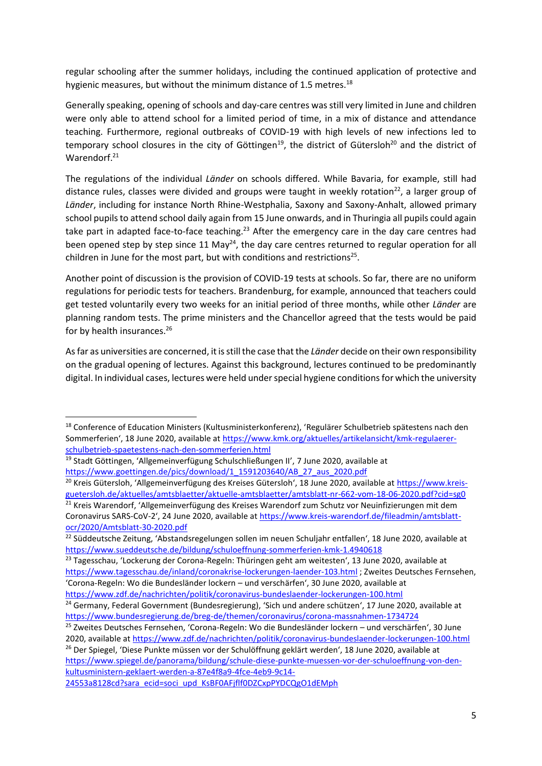regular schooling after the summer holidays, including the continued application of protective and hygienic measures, but without the minimum distance of 1.5 metres.[18]

Generally speaking, opening of schools and day-care centres was still very limited in June and children were only able to attend school for a limited period of time, in a mix of distance and attendance teaching. Furthermore, regional outbreaks of COVID-19 with high levels of new infections led to temporary school closures in the city of Göttingen[19], the district of Gütersloh[20] and the district of Warendorf.[21]

The regulations of the individual *Länder* on schools differed. While Bavaria, for example, still had distance rules, classes were divided and groups were taught in weekly rotation[22], a larger group of *Länder*, including for instance North Rhine-Westphalia, Saxony and Saxony-Anhalt, allowed primary school pupils to attend school daily again from 15 June onwards, and in Thuringia all pupils could again take part in adapted face-to-face teaching.[23] After the emergency care in the day care centres had been opened step by step since 11 May[24], the day care centres returned to regular operation for all children in June for the most part, but with conditions and restrictions[25].

Another point of discussion is the provision of COVID-19 tests at schools. So far, there are no uniform regulations for periodic tests for teachers. Brandenburg, for example, announced that teachers could get tested voluntarily every two weeks for an initial period of three months, while other *Länder* are planning random tests. The prime ministers and the Chancellor agreed that the tests would be paid for by health insurances.[26]

As far as universities are concerned, it is still the case that the *Länder* decide on their own responsibility on the gradual opening of lectures. Against this background, lectures continued to be predominantly digital. In individual cases, lectures were held under special hygiene conditions for which the university

---

[18] Conference of Education Ministers (Kultusministerkonferenz), 'Regulärer Schulbetrieb spätestens nach den Sommerferien', 18 June 2020, available at https://www.kmk.org/aktuelles/artikelansicht/kmk-regulaerer-schulbetrieb-spaetestens-nach-den-sommerferien.html

[19] Stadt Göttingen, 'Allgemeinverfügung Schulschließungen II', 7 June 2020, available at https://www.goettingen.de/pics/download/1_1591203640/AB_27_aus_2020.pdf

[20] Kreis Gütersloh, 'Allgemeinverfügung des Kreises Gütersloh', 18 June 2020, available at https://www.kreis-guetersloh.de/aktuelles/amtsblaetter/aktuelle-amtsblaetter/amtsblatt-nr-662-vom-18-06-2020.pdf?cid=sg0

[21] Kreis Warendorf, 'Allgemeinverfügung des Kreises Warendorf zum Schutz vor Neuinfizierungen mit dem Coronavirus SARS-CoV-2', 24 June 2020, available at https://www.kreis-warendorf.de/fileadmin/amtsblatt-ocr/2020/Amtsblatt-30-2020.pdf

[22] Süddeutsche Zeitung, 'Abstandsregelungen sollen im neuen Schuljahr entfallen', 18 June 2020, available at https://www.sueddeutsche.de/bildung/schuloeffnung-sommerferien-kmk-1.4940618

[23] Tagesschau, 'Lockerung der Corona-Regeln: Thüringen geht am weitesten', 13 June 2020, available at https://www.tagesschau.de/inland/coronakrise-lockerungen-laender-103.html ; Zweites Deutsches Fernsehen, 'Corona-Regeln: Wo die Bundesländer lockern – und verschärfen', 30 June 2020, available at https://www.zdf.de/nachrichten/politik/coronavirus-bundeslaender-lockerungen-100.html

[24] Germany, Federal Government (Bundesregierung), 'Sich und andere schützen', 17 June 2020, available at https://www.bundesregierung.de/breg-de/themen/coronavirus/corona-massnahmen-1734724

[25] Zweites Deutsches Fernsehen, 'Corona-Regeln: Wo die Bundesländer lockern – und verschärfen', 30 June 2020, available at https://www.zdf.de/nachrichten/politik/coronavirus-bundeslaender-lockerungen-100.html

[26] Der Spiegel, 'Diese Punkte müssen vor der Schulöffnung geklärt werden', 18 June 2020, available at https://www.spiegel.de/panorama/bildung/schule-diese-punkte-muessen-vor-der-schuloeffnung-von-den-kultusministern-geklaert-werden-a-87e4f8a9-4fce-4eb9-9c14-24553a8128cd?sara_ecid=soci_upd_KsBF0AFjflf0DZCxpPYDCQgO1dEMph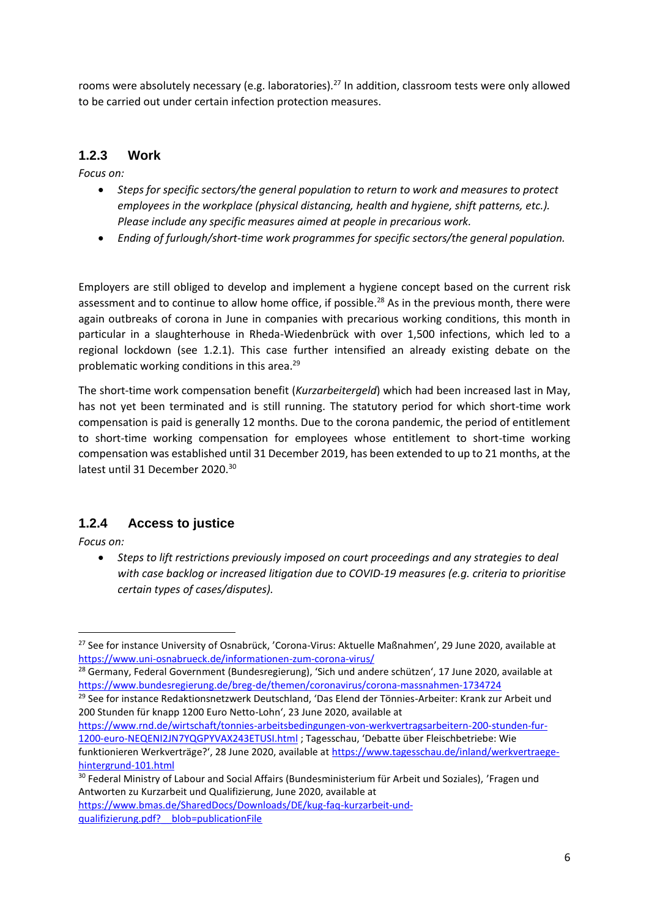rooms were absolutely necessary (e.g. laboratories).[27] In addition, classroom tests were only allowed to be carried out under certain infection protection measures.

### 1.2.3 Work

*Focus on:*

- *Steps for specific sectors/the general population to return to work and measures to protect employees in the workplace (physical distancing, health and hygiene, shift patterns, etc.). Please include any specific measures aimed at people in precarious work.*
- *Ending of furlough/short-time work programmes for specific sectors/the general population.*

Employers are still obliged to develop and implement a hygiene concept based on the current risk assessment and to continue to allow home office, if possible.[28] As in the previous month, there were again outbreaks of corona in June in companies with precarious working conditions, this month in particular in a slaughterhouse in Rheda-Wiedenbrück with over 1,500 infections, which led to a regional lockdown (see 1.2.1). This case further intensified an already existing debate on the problematic working conditions in this area.[29]

The short-time work compensation benefit (*Kurzarbeitergeld*) which had been increased last in May, has not yet been terminated and is still running. The statutory period for which short-time work compensation is paid is generally 12 months. Due to the corona pandemic, the period of entitlement to short-time working compensation for employees whose entitlement to short-time working compensation was established until 31 December 2019, has been extended to up to 21 months, at the latest until 31 December 2020.[30]

### 1.2.4 Access to justice

*Focus on:*

- *Steps to lift restrictions previously imposed on court proceedings and any strategies to deal with case backlog or increased litigation due to COVID-19 measures (e.g. criteria to prioritise certain types of cases/disputes).*

---

[27] See for instance University of Osnabrück, 'Corona-Virus: Aktuelle Maßnahmen', 29 June 2020, available at https://www.uni-osnabrueck.de/informationen-zum-corona-virus/

[28] Germany, Federal Government (Bundesregierung), 'Sich und andere schützen', 17 June 2020, available at https://www.bundesregierung.de/breg-de/themen/coronavirus/corona-massnahmen-1734724

[29] See for instance Redaktionsnetzwerk Deutschland, 'Das Elend der Tönnies-Arbeiter: Krank zur Arbeit und 200 Stunden für knapp 1200 Euro Netto-Lohn', 23 June 2020, available at https://www.rnd.de/wirtschaft/tonnies-arbeitsbedingungen-von-werkvertragsarbeitern-200-stunden-fur-1200-euro-NEQENI2JN7YQGPYVAX243ETUSI.html ; Tagesschau, 'Debatte über Fleischbetriebe: Wie funktionieren Werkverträge?', 28 June 2020, available at https://www.tagesschau.de/inland/werkvertraege-hintergrund-101.html

[30] Federal Ministry of Labour and Social Affairs (Bundesministerium für Arbeit und Soziales), 'Fragen und Antworten zu Kurzarbeit und Qualifizierung, June 2020, available at https://www.bmas.de/SharedDocs/Downloads/DE/kug-faq-kurzarbeit-und-qualifizierung.pdf?__blob=publicationFile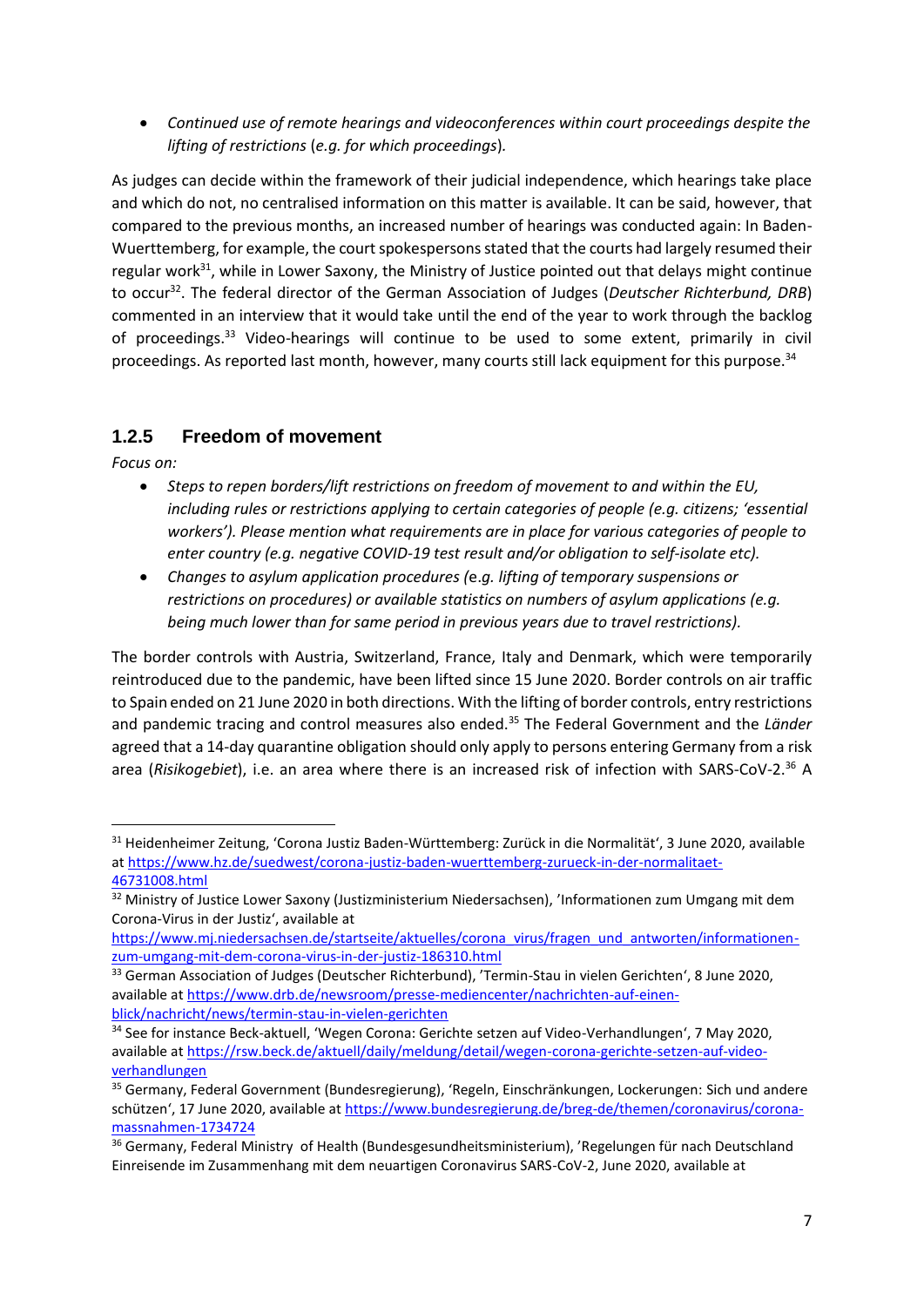- *Continued use of remote hearings and videoconferences within court proceedings despite the lifting of restrictions* (*e.g. for which proceedings*)*.*

As judges can decide within the framework of their judicial independence, which hearings take place and which do not, no centralised information on this matter is available. It can be said, however, that compared to the previous months, an increased number of hearings was conducted again: In Baden-Wuerttemberg, for example, the court spokespersons stated that the courts had largely resumed their regular work[31], while in Lower Saxony, the Ministry of Justice pointed out that delays might continue to occur[32]. The federal director of the German Association of Judges (*Deutscher Richterbund, DRB*) commented in an interview that it would take until the end of the year to work through the backlog of proceedings.[33] Video-hearings will continue to be used to some extent, primarily in civil proceedings. As reported last month, however, many courts still lack equipment for this purpose.[34]

### 1.2.5 Freedom of movement

*Focus on:*

- *Steps to repen borders/lift restrictions on freedom of movement to and within the EU, including rules or restrictions applying to certain categories of people (e.g. citizens; 'essential workers'). Please mention what requirements are in place for various categories of people to enter country (e.g. negative COVID-19 test result and/or obligation to self-isolate etc).*
- *Changes to asylum application procedures (e.g. lifting of temporary suspensions or restrictions on procedures) or available statistics on numbers of asylum applications (e.g. being much lower than for same period in previous years due to travel restrictions).*

The border controls with Austria, Switzerland, France, Italy and Denmark, which were temporarily reintroduced due to the pandemic, have been lifted since 15 June 2020. Border controls on air traffic to Spain ended on 21 June 2020 in both directions. With the lifting of border controls, entry restrictions and pandemic tracing and control measures also ended.[35] The Federal Government and the *Länder* agreed that a 14-day quarantine obligation should only apply to persons entering Germany from a risk area (*Risikogebiet*), i.e. an area where there is an increased risk of infection with SARS-CoV-2.[36] A

---

[31] Heidenheimer Zeitung, 'Corona Justiz Baden-Württemberg: Zurück in die Normalität', 3 June 2020, available at https://www.hz.de/suedwest/corona-justiz-baden-wuerttemberg-zurueck-in-der-normalitaet-46731008.html

[32] Ministry of Justice Lower Saxony (Justizministerium Niedersachsen), 'Informationen zum Umgang mit dem Corona-Virus in der Justiz', available at https://www.mj.niedersachsen.de/startseite/aktuelles/corona_virus/fragen_und_antworten/informationen-zum-umgang-mit-dem-corona-virus-in-der-justiz-186310.html

[33] German Association of Judges (Deutscher Richterbund), 'Termin-Stau in vielen Gerichten', 8 June 2020, available at https://www.drb.de/newsroom/presse-mediencenter/nachrichten-auf-einen-blick/nachricht/news/termin-stau-in-vielen-gerichten

[34] See for instance Beck-aktuell, 'Wegen Corona: Gerichte setzen auf Video-Verhandlungen', 7 May 2020, available at https://rsw.beck.de/aktuell/daily/meldung/detail/wegen-corona-gerichte-setzen-auf-video-verhandlungen

[35] Germany, Federal Government (Bundesregierung), 'Regeln, Einschränkungen, Lockerungen: Sich und andere schützen', 17 June 2020, available at https://www.bundesregierung.de/breg-de/themen/coronavirus/corona-massnahmen-1734724

[36] Germany, Federal Ministry of Health (Bundesgesundheitsministerium), 'Regelungen für nach Deutschland Einreisende im Zusammenhang mit dem neuartigen Coronavirus SARS-CoV-2, June 2020, available at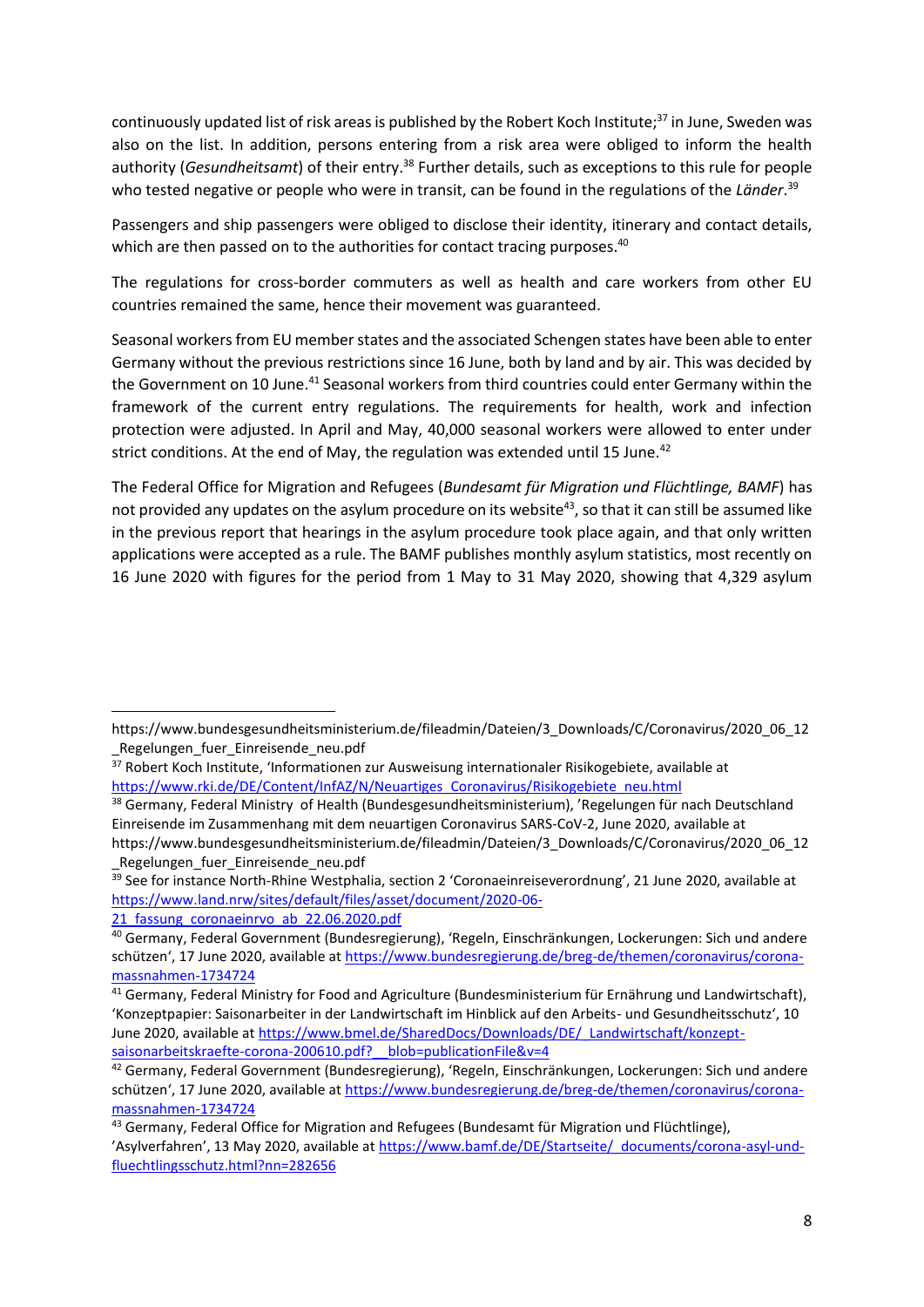continuously updated list of risk areas is published by the Robert Koch Institute;[37] in June, Sweden was also on the list. In addition, persons entering from a risk area were obliged to inform the health authority (*Gesundheitsamt*) of their entry.[38] Further details, such as exceptions to this rule for people who tested negative or people who were in transit, can be found in the regulations of the *Länder*.[39]

Passengers and ship passengers were obliged to disclose their identity, itinerary and contact details, which are then passed on to the authorities for contact tracing purposes.[40]

The regulations for cross-border commuters as well as health and care workers from other EU countries remained the same, hence their movement was guaranteed.

Seasonal workers from EU member states and the associated Schengen states have been able to enter Germany without the previous restrictions since 16 June, both by land and by air. This was decided by the Government on 10 June.[41] Seasonal workers from third countries could enter Germany within the framework of the current entry regulations. The requirements for health, work and infection protection were adjusted. In April and May, 40,000 seasonal workers were allowed to enter under strict conditions. At the end of May, the regulation was extended until 15 June.[42]

The Federal Office for Migration and Refugees (*Bundesamt für Migration und Flüchtlinge, BAMF*) has not provided any updates on the asylum procedure on its website[43], so that it can still be assumed like in the previous report that hearings in the asylum procedure took place again, and that only written applications were accepted as a rule. The BAMF publishes monthly asylum statistics, most recently on 16 June 2020 with figures for the period from 1 May to 31 May 2020, showing that 4,329 asylum

---

https://www.bundesgesundheitsministerium.de/fileadmin/Dateien/3_Downloads/C/Coronavirus/2020_06_12_Regelungen_fuer_Einreisende_neu.pdf

[37] Robert Koch Institute, 'Informationen zur Ausweisung internationaler Risikogebiete, available at https://www.rki.de/DE/Content/InfAZ/N/Neuartiges_Coronavirus/Risikogebiete_neu.html

[38] Germany, Federal Ministry of Health (Bundesgesundheitsministerium), 'Regelungen für nach Deutschland Einreisende im Zusammenhang mit dem neuartigen Coronavirus SARS-CoV-2, June 2020, available at https://www.bundesgesundheitsministerium.de/fileadmin/Dateien/3_Downloads/C/Coronavirus/2020_06_12_Regelungen_fuer_Einreisende_neu.pdf

[39] See for instance North-Rhine Westphalia, section 2 'Coronaeinreiseverordnung', 21 June 2020, available at https://www.land.nrw/sites/default/files/asset/document/2020-06-21_fassung_coronaeinrvo_ab_22.06.2020.pdf

[40] Germany, Federal Government (Bundesregierung), 'Regeln, Einschränkungen, Lockerungen: Sich und andere schützen', 17 June 2020, available at https://www.bundesregierung.de/breg-de/themen/coronavirus/corona-massnahmen-1734724

[41] Germany, Federal Ministry for Food and Agriculture (Bundesministerium für Ernährung und Landwirtschaft), 'Konzeptpapier: Saisonarbeiter in der Landwirtschaft im Hinblick auf den Arbeits- und Gesundheitsschutz', 10 June 2020, available at https://www.bmel.de/SharedDocs/Downloads/DE/_Landwirtschaft/konzept-saisonarbeitskraefte-corona-200610.pdf?__blob=publicationFile&v=4

[42] Germany, Federal Government (Bundesregierung), 'Regeln, Einschränkungen, Lockerungen: Sich und andere schützen', 17 June 2020, available at https://www.bundesregierung.de/breg-de/themen/coronavirus/corona-massnahmen-1734724

[43] Germany, Federal Office for Migration and Refugees (Bundesamt für Migration und Flüchtlinge), 'Asylverfahren', 13 May 2020, available at https://www.bamf.de/DE/Startseite/_documents/corona-asyl-und-fluechtlingsschutz.html?nn=282656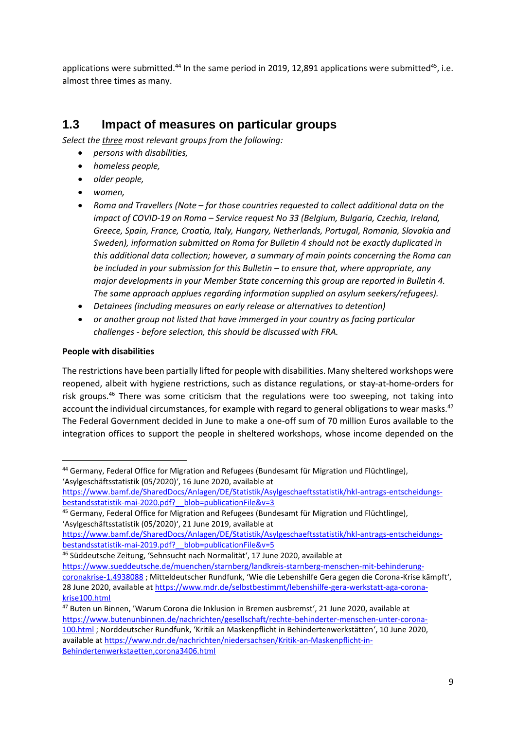applications were submitted.[44] In the same period in 2019, 12,891 applications were submitted[45], i.e. almost three times as many.

## 1.3 Impact of measures on particular groups

*Select the three most relevant groups from the following:*

- *persons with disabilities,*
- *homeless people,*
- *older people,*
- *women,*
- *Roma and Travellers (Note – for those countries requested to collect additional data on the impact of COVID-19 on Roma – Service request No 33 (Belgium, Bulgaria, Czechia, Ireland, Greece, Spain, France, Croatia, Italy, Hungary, Netherlands, Portugal, Romania, Slovakia and Sweden), information submitted on Roma for Bulletin 4 should not be exactly duplicated in this additional data collection; however, a summary of main points concerning the Roma can be included in your submission for this Bulletin – to ensure that, where appropriate, any major developments in your Member State concerning this group are reported in Bulletin 4. The same approach applues regarding information supplied on asylum seekers/refugees).*
- *Detainees (including measures on early release or alternatives to detention)*
- *or another group not listed that have immerged in your country as facing particular challenges - before selection, this should be discussed with FRA.*

**People with disabilities**

The restrictions have been partially lifted for people with disabilities. Many sheltered workshops were reopened, albeit with hygiene restrictions, such as distance regulations, or stay-at-home-orders for risk groups.[46] There was some criticism that the regulations were too sweeping, not taking into account the individual circumstances, for example with regard to general obligations to wear masks.[47] The Federal Government decided in June to make a one-off sum of 70 million Euros available to the integration offices to support the people in sheltered workshops, whose income depended on the

---

[44] Germany, Federal Office for Migration and Refugees (Bundesamt für Migration und Flüchtlinge), 'Asylgeschäftsstatistik (05/2020)', 16 June 2020, available at https://www.bamf.de/SharedDocs/Anlagen/DE/Statistik/Asylgeschaeftsstatistik/hkl-antrags-entscheidungs-bestandsstatistik-mai-2020.pdf?__blob=publicationFile&v=3

[45] Germany, Federal Office for Migration and Refugees (Bundesamt für Migration und Flüchtlinge), 'Asylgeschäftsstatistik (05/2020)', 21 June 2019, available at https://www.bamf.de/SharedDocs/Anlagen/DE/Statistik/Asylgeschaeftsstatistik/hkl-antrags-entscheidungs-bestandsstatistik-mai-2019.pdf?__blob=publicationFile&v=5

[46] Süddeutsche Zeitung, 'Sehnsucht nach Normalität', 17 June 2020, available at https://www.sueddeutsche.de/muenchen/starnberg/landkreis-starnberg-menschen-mit-behinderung-coronakrise-1.4938088 ; Mitteldeutscher Rundfunk, 'Wie die Lebenshilfe Gera gegen die Corona-Krise kämpft', 28 June 2020, available at https://www.mdr.de/selbstbestimmt/lebenshilfe-gera-werkstatt-aga-corona-krise100.html

[47] Buten un Binnen, 'Warum Corona die Inklusion in Bremen ausbremst', 21 June 2020, available at https://www.butenunbinnen.de/nachrichten/gesellschaft/rechte-behinderter-menschen-unter-corona-100.html ; Norddeutscher Rundfunk, 'Kritik an Maskenpflicht in Behindertenwerkstätten', 10 June 2020, available at https://www.ndr.de/nachrichten/niedersachsen/Kritik-an-Maskenpflicht-in-Behindertenwerkstaetten,corona3406.html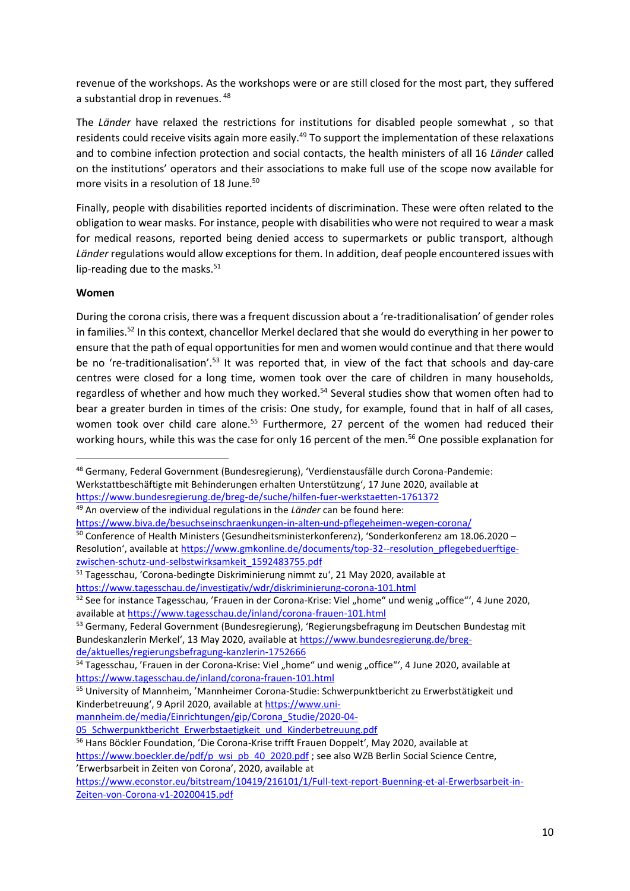revenue of the workshops. As the workshops were or are still closed for the most part, they suffered a substantial drop in revenues. [48]

The *Länder* have relaxed the restrictions for institutions for disabled people somewhat , so that residents could receive visits again more easily.[49] To support the implementation of these relaxations and to combine infection protection and social contacts, the health ministers of all 16 *Länder* called on the institutions' operators and their associations to make full use of the scope now available for more visits in a resolution of 18 June.[50]

Finally, people with disabilities reported incidents of discrimination. These were often related to the obligation to wear masks. For instance, people with disabilities who were not required to wear a mask for medical reasons, reported being denied access to supermarkets or public transport, although *Länder* regulations would allow exceptions for them. In addition, deaf people encountered issues with lip-reading due to the masks.[51]

**Women**

During the corona crisis, there was a frequent discussion about a 're-traditionalisation' of gender roles in families.[52] In this context, chancellor Merkel declared that she would do everything in her power to ensure that the path of equal opportunities for men and women would continue and that there would be no 're-traditionalisation'.[53] It was reported that, in view of the fact that schools and day-care centres were closed for a long time, women took over the care of children in many households, regardless of whether and how much they worked.[54] Several studies show that women often had to bear a greater burden in times of the crisis: One study, for example, found that in half of all cases, women took over child care alone.[55] Furthermore, 27 percent of the women had reduced their working hours, while this was the case for only 16 percent of the men.[56] One possible explanation for

---

[48] Germany, Federal Government (Bundesregierung), 'Verdienstausfälle durch Corona-Pandemie: Werkstattbeschäftigte mit Behinderungen erhalten Unterstützung', 17 June 2020, available at https://www.bundesregierung.de/breg-de/suche/hilfen-fuer-werkstaetten-1761372

[49] An overview of the individual regulations in the *Länder* can be found here: https://www.biva.de/besuchseinschraenkungen-in-alten-und-pflegeheimen-wegen-corona/

[50] Conference of Health Ministers (Gesundheitsministerkonferenz), 'Sonderkonferenz am 18.06.2020 – Resolution', available at https://www.gmkonline.de/documents/top-32--resolution_pflegebeduerftige-zwischen-schutz-und-selbstwirksamkeit_1592483755.pdf

[51] Tagesschau, 'Corona-bedingte Diskriminierung nimmt zu', 21 May 2020, available at https://www.tagesschau.de/investigativ/wdr/diskriminierung-corona-101.html

[52] See for instance Tagesschau, 'Frauen in der Corona-Krise: Viel „home" und wenig „office"', 4 June 2020, available at https://www.tagesschau.de/inland/corona-frauen-101.html

[53] Germany, Federal Government (Bundesregierung), 'Regierungsbefragung im Deutschen Bundestag mit Bundeskanzlerin Merkel', 13 May 2020, available at https://www.bundesregierung.de/breg-de/aktuelles/regierungsbefragung-kanzlerin-1752666

[54] Tagesschau, 'Frauen in der Corona-Krise: Viel „home" und wenig „office"', 4 June 2020, available at https://www.tagesschau.de/inland/corona-frauen-101.html

[55] University of Mannheim, 'Mannheimer Corona-Studie: Schwerpunktbericht zu Erwerbstätigkeit und Kinderbetreuung', 9 April 2020, available at https://www.uni-mannheim.de/media/Einrichtungen/gip/Corona_Studie/2020-04-05_Schwerpunktbericht_Erwerbstaetigkeit_und_Kinderbetreuung.pdf

[56] Hans Böckler Foundation, 'Die Corona-Krise trifft Frauen Doppelt', May 2020, available at https://www.boeckler.de/pdf/p_wsi_pb_40_2020.pdf ; see also WZB Berlin Social Science Centre, 'Erwerbsarbeit in Zeiten von Corona', 2020, available at https://www.econstor.eu/bitstream/10419/216101/1/Full-text-report-Buenning-et-al-Erwerbsarbeit-in-Zeiten-von-Corona-v1-20200415.pdf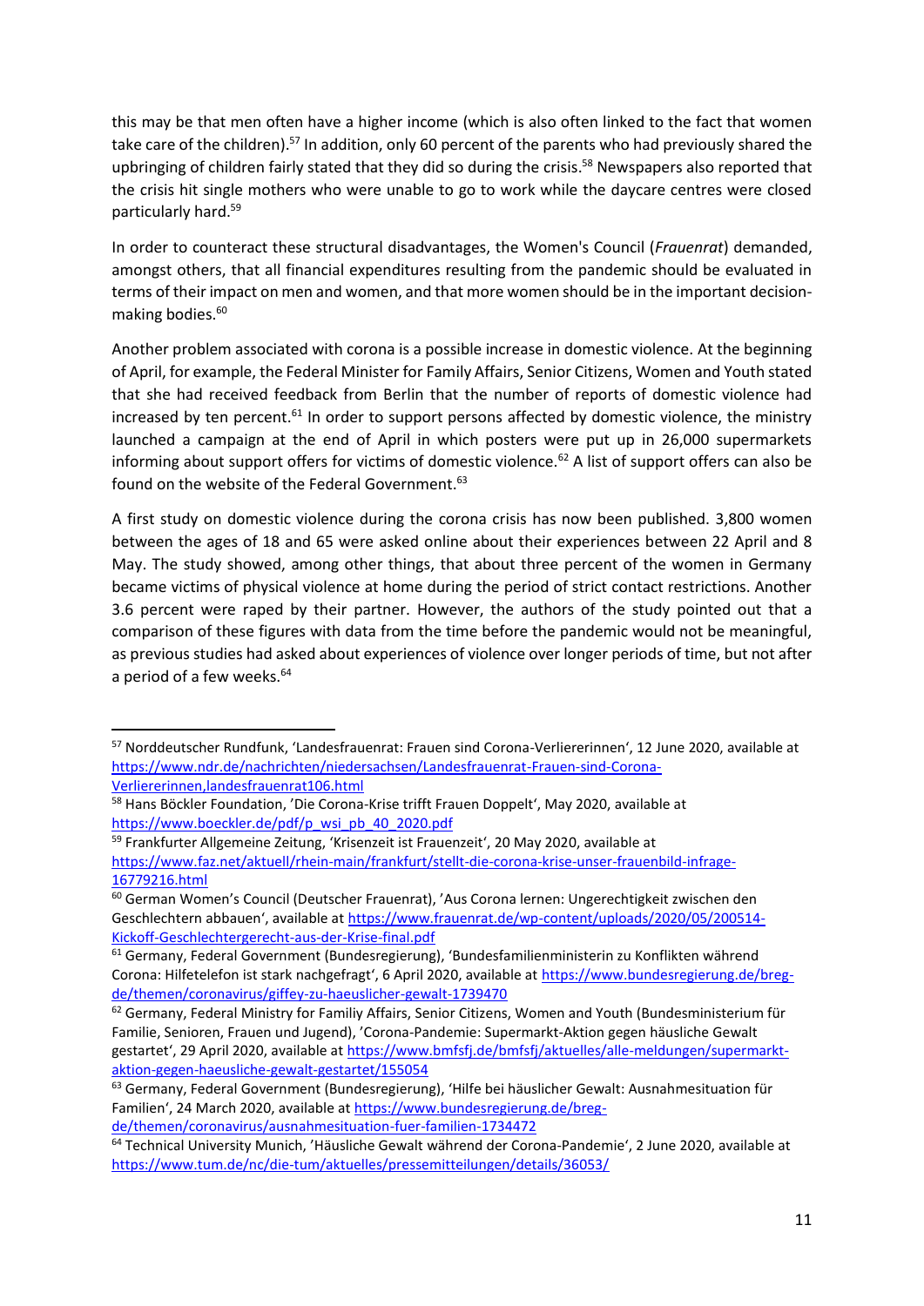this may be that men often have a higher income (which is also often linked to the fact that women take care of the children).[57] In addition, only 60 percent of the parents who had previously shared the upbringing of children fairly stated that they did so during the crisis.[58] Newspapers also reported that the crisis hit single mothers who were unable to go to work while the daycare centres were closed particularly hard.[59]

In order to counteract these structural disadvantages, the Women's Council (*Frauenrat*) demanded, amongst others, that all financial expenditures resulting from the pandemic should be evaluated in terms of their impact on men and women, and that more women should be in the important decision-making bodies.[60]

Another problem associated with corona is a possible increase in domestic violence. At the beginning of April, for example, the Federal Minister for Family Affairs, Senior Citizens, Women and Youth stated that she had received feedback from Berlin that the number of reports of domestic violence had increased by ten percent.[61] In order to support persons affected by domestic violence, the ministry launched a campaign at the end of April in which posters were put up in 26,000 supermarkets informing about support offers for victims of domestic violence.[62] A list of support offers can also be found on the website of the Federal Government.[63]

A first study on domestic violence during the corona crisis has now been published. 3,800 women between the ages of 18 and 65 were asked online about their experiences between 22 April and 8 May. The study showed, among other things, that about three percent of the women in Germany became victims of physical violence at home during the period of strict contact restrictions. Another 3.6 percent were raped by their partner. However, the authors of the study pointed out that a comparison of these figures with data from the time before the pandemic would not be meaningful, as previous studies had asked about experiences of violence over longer periods of time, but not after a period of a few weeks.[64]

---

[57] Norddeutscher Rundfunk, 'Landesfrauenrat: Frauen sind Corona-Verliererinnen', 12 June 2020, available at https://www.ndr.de/nachrichten/niedersachsen/Landesfrauenrat-Frauen-sind-Corona-Verliererinnen,landesfrauenrat106.html

[58] Hans Böckler Foundation, 'Die Corona-Krise trifft Frauen Doppelt', May 2020, available at https://www.boeckler.de/pdf/p_wsi_pb_40_2020.pdf

[59] Frankfurter Allgemeine Zeitung, 'Krisenzeit ist Frauenzeit', 20 May 2020, available at https://www.faz.net/aktuell/rhein-main/frankfurt/stellt-die-corona-krise-unser-frauenbild-infrage-16779216.html

[60] German Women's Council (Deutscher Frauenrat), 'Aus Corona lernen: Ungerechtigkeit zwischen den Geschlechtern abbauen', available at https://www.frauenrat.de/wp-content/uploads/2020/05/200514-Kickoff-Geschlechtergerecht-aus-der-Krise-final.pdf

[61] Germany, Federal Government (Bundesregierung), 'Bundesfamilienministerin zu Konflikten während Corona: Hilfetelefon ist stark nachgefragt', 6 April 2020, available at https://www.bundesregierung.de/breg-de/themen/coronavirus/giffey-zu-haeuslicher-gewalt-1739470

[62] Germany, Federal Ministry for Familiy Affairs, Senior Citizens, Women and Youth (Bundesministerium für Familie, Senioren, Frauen und Jugend), 'Corona-Pandemie: Supermarkt-Aktion gegen häusliche Gewalt gestartet', 29 April 2020, available at https://www.bmfsfj.de/bmfsfj/aktuelles/alle-meldungen/supermarkt-aktion-gegen-haeusliche-gewalt-gestartet/155054

[63] Germany, Federal Government (Bundesregierung), 'Hilfe bei häuslicher Gewalt: Ausnahmesituation für Familien', 24 March 2020, available at https://www.bundesregierung.de/breg-de/themen/coronavirus/ausnahmesituation-fuer-familien-1734472

[64] Technical University Munich, 'Häusliche Gewalt während der Corona-Pandemie', 2 June 2020, available at https://www.tum.de/nc/die-tum/aktuelles/pressemitteilungen/details/36053/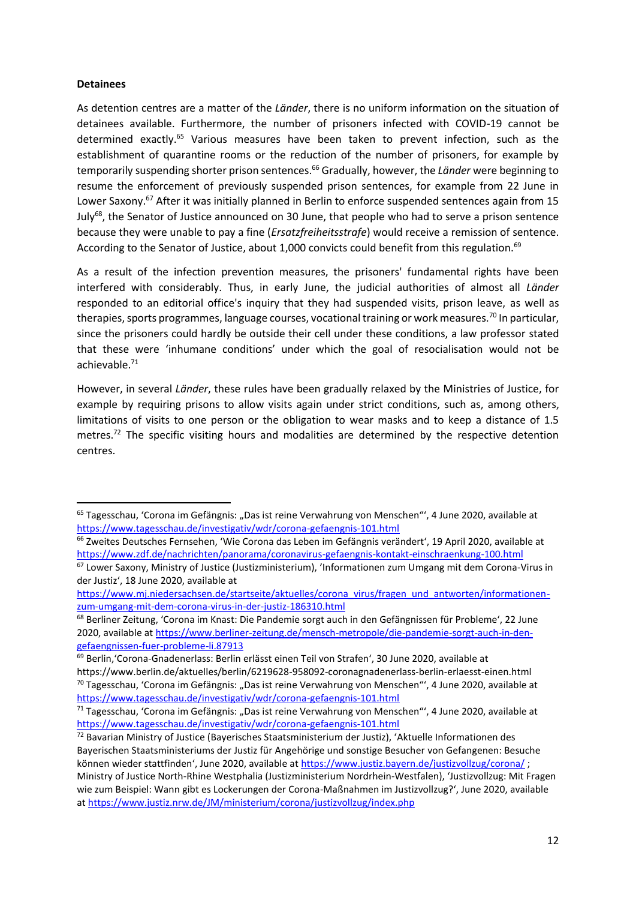**Detainees**

As detention centres are a matter of the *Länder*, there is no uniform information on the situation of detainees available. Furthermore, the number of prisoners infected with COVID-19 cannot be determined exactly.[65] Various measures have been taken to prevent infection, such as the establishment of quarantine rooms or the reduction of the number of prisoners, for example by temporarily suspending shorter prison sentences.[66] Gradually, however, the *Länder* were beginning to resume the enforcement of previously suspended prison sentences, for example from 22 June in Lower Saxony.[67] After it was initially planned in Berlin to enforce suspended sentences again from 15 July[68], the Senator of Justice announced on 30 June, that people who had to serve a prison sentence because they were unable to pay a fine (*Ersatzfreiheitsstrafe*) would receive a remission of sentence. According to the Senator of Justice, about 1,000 convicts could benefit from this regulation.[69]

As a result of the infection prevention measures, the prisoners' fundamental rights have been interfered with considerably. Thus, in early June, the judicial authorities of almost all *Länder* responded to an editorial office's inquiry that they had suspended visits, prison leave, as well as therapies, sports programmes, language courses, vocational training or work measures.[70] In particular, since the prisoners could hardly be outside their cell under these conditions, a law professor stated that these were 'inhumane conditions' under which the goal of resocialisation would not be achievable.[71]

However, in several *Länder*, these rules have been gradually relaxed by the Ministries of Justice, for example by requiring prisons to allow visits again under strict conditions, such as, among others, limitations of visits to one person or the obligation to wear masks and to keep a distance of 1.5 metres.[72] The specific visiting hours and modalities are determined by the respective detention centres.

---

[65] Tagesschau, 'Corona im Gefängnis: „Das ist reine Verwahrung von Menschen"', 4 June 2020, available at https://www.tagesschau.de/investigativ/wdr/corona-gefaengnis-101.html

[66] Zweites Deutsches Fernsehen, 'Wie Corona das Leben im Gefängnis verändert', 19 April 2020, available at https://www.zdf.de/nachrichten/panorama/coronavirus-gefaengnis-kontakt-einschraenkung-100.html

[67] Lower Saxony, Ministry of Justice (Justizministerium), 'Informationen zum Umgang mit dem Corona-Virus in der Justiz', 18 June 2020, available at https://www.mj.niedersachsen.de/startseite/aktuelles/corona_virus/fragen_und_antworten/informationen-zum-umgang-mit-dem-corona-virus-in-der-justiz-186310.html

[68] Berliner Zeitung, 'Corona im Knast: Die Pandemie sorgt auch in den Gefängnissen für Probleme', 22 June 2020, available at https://www.berliner-zeitung.de/mensch-metropole/die-pandemie-sorgt-auch-in-den-gefaengnissen-fuer-probleme-li.87913

[69] Berlin,'Corona-Gnadenerlass: Berlin erlässt einen Teil von Strafen', 30 June 2020, available at https://www.berlin.de/aktuelles/berlin/6219628-958092-coronagnadenerlass-berlin-erlaesst-einen.html

[70] Tagesschau, 'Corona im Gefängnis: „Das ist reine Verwahrung von Menschen"', 4 June 2020, available at https://www.tagesschau.de/investigativ/wdr/corona-gefaengnis-101.html

[71] Tagesschau, 'Corona im Gefängnis: „Das ist reine Verwahrung von Menschen"', 4 June 2020, available at https://www.tagesschau.de/investigativ/wdr/corona-gefaengnis-101.html

[72] Bavarian Ministry of Justice (Bayerisches Staatsministerium der Justiz), 'Aktuelle Informationen des Bayerischen Staatsministeriums der Justiz für Angehörige und sonstige Besucher von Gefangenen: Besuche können wieder stattfinden', June 2020, available at https://www.justiz.bayern.de/justizvollzug/corona/ ; Ministry of Justice North-Rhine Westphalia (Justizministerium Nordrhein-Westfalen), 'Justizvollzug: Mit Fragen wie zum Beispiel: Wann gibt es Lockerungen der Corona-Maßnahmen im Justizvollzug?', June 2020, available at https://www.justiz.nrw.de/JM/ministerium/corona/justizvollzug/index.php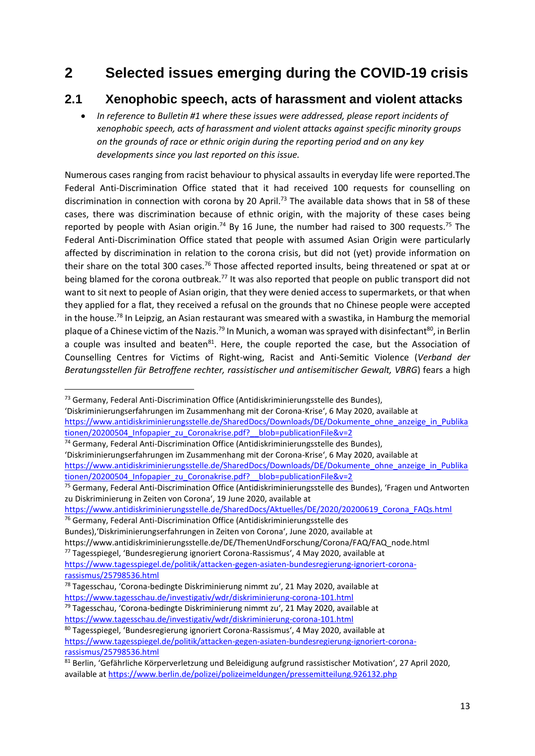# 2 Selected issues emerging during the COVID-19 crisis

## 2.1 Xenophobic speech, acts of harassment and violent attacks

- *In reference to Bulletin #1 where these issues were addressed, please report incidents of xenophobic speech, acts of harassment and violent attacks against specific minority groups on the grounds of race or ethnic origin during the reporting period and on any key developments since you last reported on this issue.*

Numerous cases ranging from racist behaviour to physical assaults in everyday life were reported.The Federal Anti-Discrimination Office stated that it had received 100 requests for counselling on discrimination in connection with corona by 20 April.[73] The available data shows that in 58 of these cases, there was discrimination because of ethnic origin, with the majority of these cases being reported by people with Asian origin.[74] By 16 June, the number had raised to 300 requests.[75] The Federal Anti-Discrimination Office stated that people with assumed Asian Origin were particularly affected by discrimination in relation to the corona crisis, but did not (yet) provide information on their share on the total 300 cases.[76] Those affected reported insults, being threatened or spat at or being blamed for the corona outbreak.[77] It was also reported that people on public transport did not want to sit next to people of Asian origin, that they were denied access to supermarkets, or that when they applied for a flat, they received a refusal on the grounds that no Chinese people were accepted in the house.[78] In Leipzig, an Asian restaurant was smeared with a swastika, in Hamburg the memorial plaque of a Chinese victim of the Nazis.[79] In Munich, a woman was sprayed with disinfectant[80], in Berlin a couple was insulted and beaten[81]. Here, the couple reported the case, but the Association of Counselling Centres for Victims of Right-wing, Racist and Anti-Semitic Violence (*Verband der Beratungsstellen für Betroffene rechter, rassistischer und antisemitischer Gewalt, VBRG*) fears a high

---

[73] Germany, Federal Anti-Discrimination Office (Antidiskriminierungsstelle des Bundes), 'Diskriminierungserfahrungen im Zusammenhang mit der Corona-Krise', 6 May 2020, available at https://www.antidiskriminierungsstelle.de/SharedDocs/Downloads/DE/Dokumente_ohne_anzeige_in_Publikationen/20200504_Infopapier_zu_Coronakrise.pdf?__blob=publicationFile&v=2

[74] Germany, Federal Anti-Discrimination Office (Antidiskriminierungsstelle des Bundes), 'Diskriminierungserfahrungen im Zusammenhang mit der Corona-Krise', 6 May 2020, available at https://www.antidiskriminierungsstelle.de/SharedDocs/Downloads/DE/Dokumente_ohne_anzeige_in_Publikationen/20200504_Infopapier_zu_Coronakrise.pdf?__blob=publicationFile&v=2

[75] Germany, Federal Anti-Discrimination Office (Antidiskriminierungsstelle des Bundes), 'Fragen und Antworten zu Diskriminierung in Zeiten von Corona', 19 June 2020, available at https://www.antidiskriminierungsstelle.de/SharedDocs/Aktuelles/DE/2020/20200619_Corona_FAQs.html

[76] Germany, Federal Anti-Discrimination Office (Antidiskriminierungsstelle des Bundes),'Diskriminierungserfahrungen in Zeiten von Corona', June 2020, available at https://www.antidiskriminierungsstelle.de/DE/ThemenUndForschung/Corona/FAQ/FAQ_node.html

[77] Tagesspiegel, 'Bundesregierung ignoriert Corona-Rassismus', 4 May 2020, available at https://www.tagesspiegel.de/politik/attacken-gegen-asiaten-bundesregierung-ignoriert-corona-rassismus/25798536.html

[78] Tagesschau, 'Corona-bedingte Diskriminierung nimmt zu', 21 May 2020, available at https://www.tagesschau.de/investigativ/wdr/diskriminierung-corona-101.html

[79] Tagesschau, 'Corona-bedingte Diskriminierung nimmt zu', 21 May 2020, available at https://www.tagesschau.de/investigativ/wdr/diskriminierung-corona-101.html

[80] Tagesspiegel, 'Bundesregierung ignoriert Corona-Rassismus', 4 May 2020, available at https://www.tagesspiegel.de/politik/attacken-gegen-asiaten-bundesregierung-ignoriert-corona-rassismus/25798536.html

[81] Berlin, 'Gefährliche Körperverletzung und Beleidigung aufgrund rassistischer Motivation', 27 April 2020, available at https://www.berlin.de/polizei/polizeimeldungen/pressemitteilung.926132.php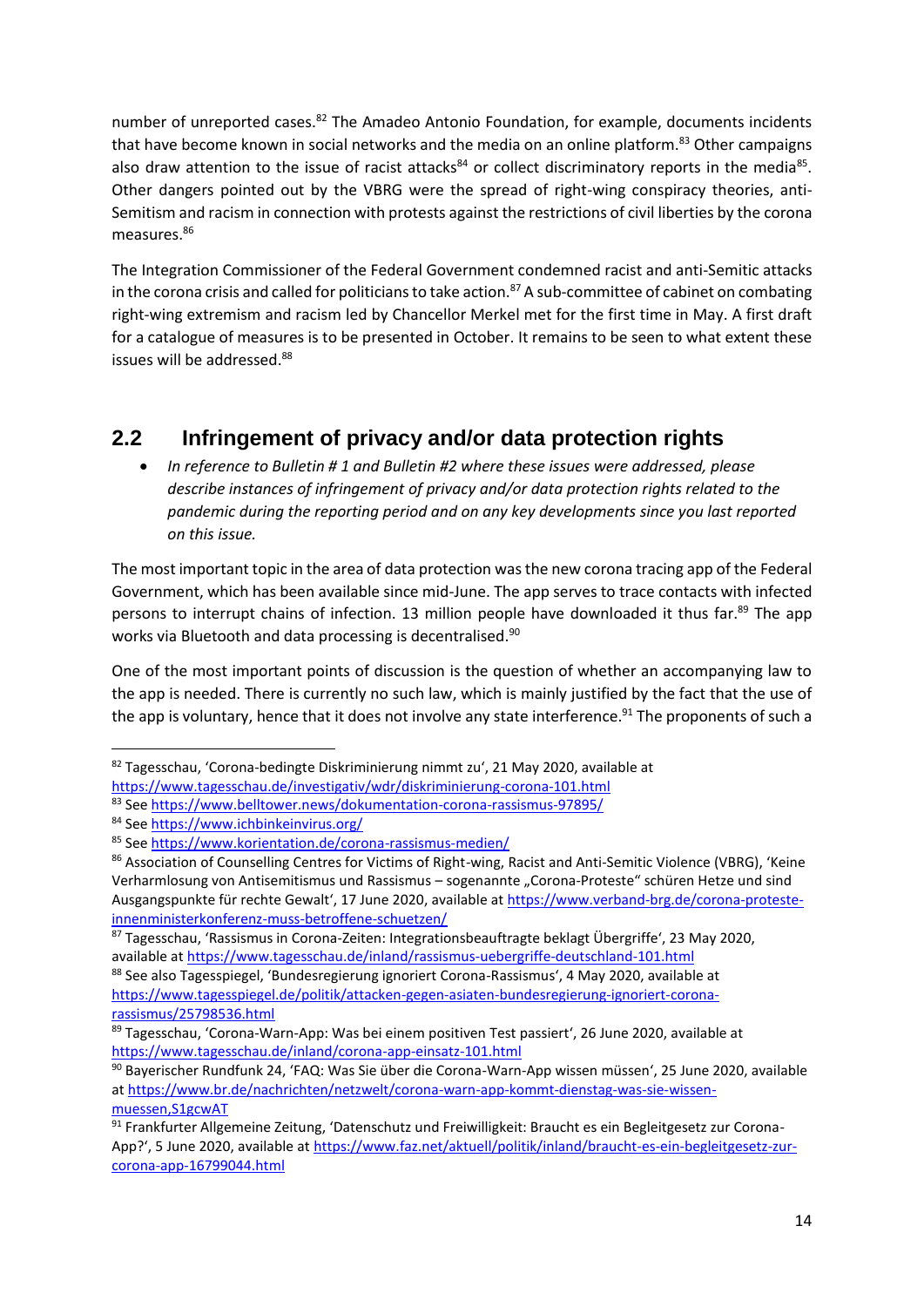number of unreported cases.[82] The Amadeo Antonio Foundation, for example, documents incidents that have become known in social networks and the media on an online platform.[83] Other campaigns also draw attention to the issue of racist attacks[84] or collect discriminatory reports in the media[85]. Other dangers pointed out by the VBRG were the spread of right-wing conspiracy theories, anti-Semitism and racism in connection with protests against the restrictions of civil liberties by the corona measures.[86]

The Integration Commissioner of the Federal Government condemned racist and anti-Semitic attacks in the corona crisis and called for politicians to take action.[87] A sub-committee of cabinet on combating right-wing extremism and racism led by Chancellor Merkel met for the first time in May. A first draft for a catalogue of measures is to be presented in October. It remains to be seen to what extent these issues will be addressed.[88]

## 2.2 Infringement of privacy and/or data protection rights

- *In reference to Bulletin # 1 and Bulletin #2 where these issues were addressed, please describe instances of infringement of privacy and/or data protection rights related to the pandemic during the reporting period and on any key developments since you last reported on this issue.*

The most important topic in the area of data protection was the new corona tracing app of the Federal Government, which has been available since mid-June. The app serves to trace contacts with infected persons to interrupt chains of infection. 13 million people have downloaded it thus far.[89] The app works via Bluetooth and data processing is decentralised.[90]

One of the most important points of discussion is the question of whether an accompanying law to the app is needed. There is currently no such law, which is mainly justified by the fact that the use of the app is voluntary, hence that it does not involve any state interference.[91] The proponents of such a

---

[82] Tagesschau, 'Corona-bedingte Diskriminierung nimmt zu', 21 May 2020, available at https://www.tagesschau.de/investigativ/wdr/diskriminierung-corona-101.html

[83] See https://www.belltower.news/dokumentation-corona-rassismus-97895/

[84] See https://www.ichbinkeinvirus.org/

[85] See https://www.korientation.de/corona-rassismus-medien/

[86] Association of Counselling Centres for Victims of Right-wing, Racist and Anti-Semitic Violence (VBRG), 'Keine Verharmlosung von Antisemitismus und Rassismus – sogenannte „Corona-Proteste" schüren Hetze und sind Ausgangspunkte für rechte Gewalt', 17 June 2020, available at https://www.verband-brg.de/corona-proteste-innenministerkonferenz-muss-betroffene-schuetzen/

[87] Tagesschau, 'Rassismus in Corona-Zeiten: Integrationsbeauftragte beklagt Übergriffe', 23 May 2020, available at https://www.tagesschau.de/inland/rassismus-uebergriffe-deutschland-101.html

[88] See also Tagesspiegel, 'Bundesregierung ignoriert Corona-Rassismus', 4 May 2020, available at https://www.tagesspiegel.de/politik/attacken-gegen-asiaten-bundesregierung-ignoriert-corona-rassismus/25798536.html

[89] Tagesschau, 'Corona-Warn-App: Was bei einem positiven Test passiert', 26 June 2020, available at https://www.tagesschau.de/inland/corona-app-einsatz-101.html

[90] Bayerischer Rundfunk 24, 'FAQ: Was Sie über die Corona-Warn-App wissen müssen', 25 June 2020, available at https://www.br.de/nachrichten/netzwelt/corona-warn-app-kommt-dienstag-was-sie-wissen-muessen,S1gcwAT

[91] Frankfurter Allgemeine Zeitung, 'Datenschutz und Freiwilligkeit: Braucht es ein Begleitgesetz zur Corona-App?', 5 June 2020, available at https://www.faz.net/aktuell/politik/inland/braucht-es-ein-begleitgesetz-zur-corona-app-16799044.html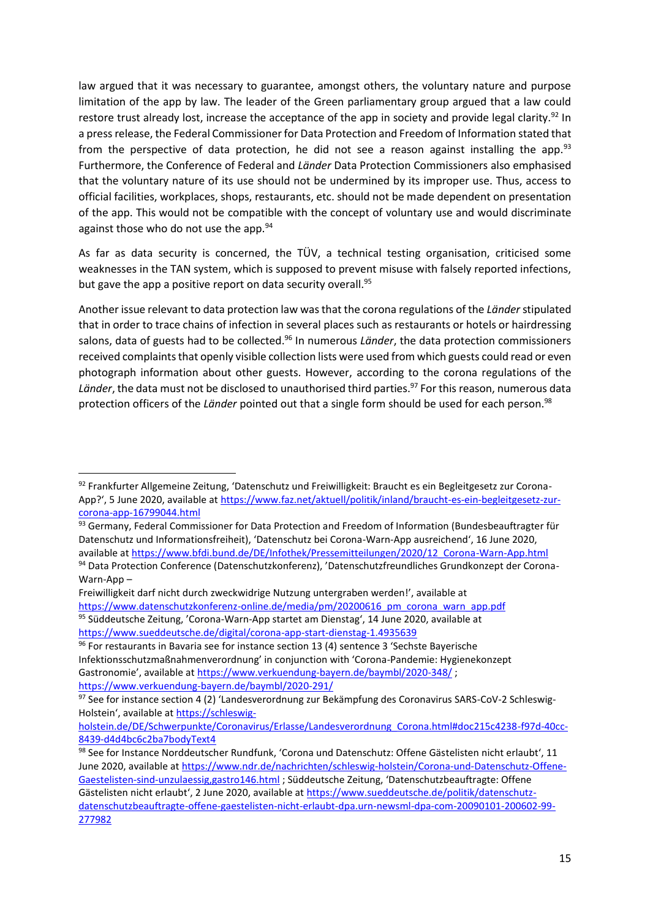law argued that it was necessary to guarantee, amongst others, the voluntary nature and purpose limitation of the app by law. The leader of the Green parliamentary group argued that a law could restore trust already lost, increase the acceptance of the app in society and provide legal clarity.[92] In a press release, the Federal Commissioner for Data Protection and Freedom of Information stated that from the perspective of data protection, he did not see a reason against installing the app.[93] Furthermore, the Conference of Federal and *Länder* Data Protection Commissioners also emphasised that the voluntary nature of its use should not be undermined by its improper use. Thus, access to official facilities, workplaces, shops, restaurants, etc. should not be made dependent on presentation of the app. This would not be compatible with the concept of voluntary use and would discriminate against those who do not use the app.[94]

As far as data security is concerned, the TÜV, a technical testing organisation, criticised some weaknesses in the TAN system, which is supposed to prevent misuse with falsely reported infections, but gave the app a positive report on data security overall.[95]

Another issue relevant to data protection law was that the corona regulations of the *Länder* stipulated that in order to trace chains of infection in several places such as restaurants or hotels or hairdressing salons, data of guests had to be collected.[96] In numerous *Länder*, the data protection commissioners received complaints that openly visible collection lists were used from which guests could read or even photograph information about other guests. However, according to the corona regulations of the *Länder*, the data must not be disclosed to unauthorised third parties.[97] For this reason, numerous data protection officers of the *Länder* pointed out that a single form should be used for each person.[98]

---

[92] Frankfurter Allgemeine Zeitung, 'Datenschutz und Freiwilligkeit: Braucht es ein Begleitgesetz zur Corona-App?', 5 June 2020, available at https://www.faz.net/aktuell/politik/inland/braucht-es-ein-begleitgesetz-zur-corona-app-16799044.html

[93] Germany, Federal Commissioner for Data Protection and Freedom of Information (Bundesbeauftragter für Datenschutz und Informationsfreiheit), 'Datenschutz bei Corona-Warn-App ausreichend', 16 June 2020, available at https://www.bfdi.bund.de/DE/Infothek/Pressemitteilungen/2020/12_Corona-Warn-App.html

[94] Data Protection Conference (Datenschutzkonferenz), 'Datenschutzfreundliches Grundkonzept der Corona-Warn-App – Freiwilligkeit darf nicht durch zweckwidrige Nutzung untergraben werden!', available at https://www.datenschutzkonferenz-online.de/media/pm/20200616_pm_corona_warn_app.pdf

[95] Süddeutsche Zeitung, 'Corona-Warn-App startet am Dienstag', 14 June 2020, available at https://www.sueddeutsche.de/digital/corona-app-start-dienstag-1.4935639

[96] For restaurants in Bavaria see for instance section 13 (4) sentence 3 'Sechste Bayerische Infektionsschutzmaßnahmenverordnung' in conjunction with 'Corona-Pandemie: Hygienekonzept Gastronomie', available at https://www.verkuendung-bayern.de/baymbl/2020-348/ ; https://www.verkuendung-bayern.de/baymbl/2020-291/

[97] See for instance section 4 (2) 'Landesverordnung zur Bekämpfung des Coronavirus SARS-CoV-2 Schleswig-Holstein', available at https://schleswig-holstein.de/DE/Schwerpunkte/Coronavirus/Erlasse/Landesverordnung_Corona.html#doc215c4238-f97d-40cc-8439-d4d4bc6c2ba7bodyText4

[98] See for Instance Norddeutscher Rundfunk, 'Corona und Datenschutz: Offene Gästelisten nicht erlaubt', 11 June 2020, available at https://www.ndr.de/nachrichten/schleswig-holstein/Corona-und-Datenschutz-Offene-Gaestelisten-sind-unzulaessig,gastro146.html ; Süddeutsche Zeitung, 'Datenschutzbeauftragte: Offene Gästelisten nicht erlaubt', 2 June 2020, available at https://www.sueddeutsche.de/politik/datenschutz-datenschutzbeauftragte-offene-gaestelisten-nicht-erlaubt-dpa.urn-newsml-dpa-com-20090101-200602-99-277982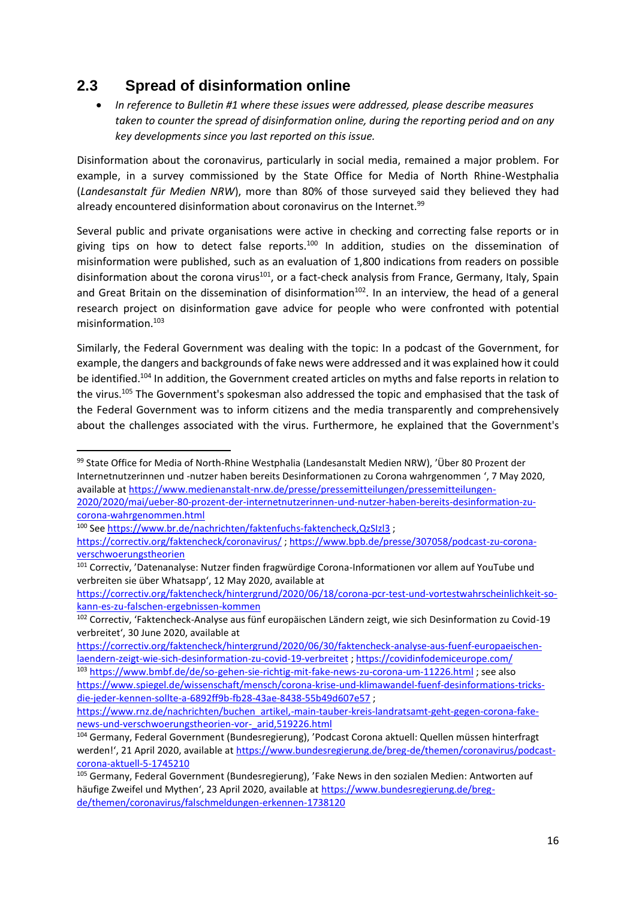## 2.3 Spread of disinformation online

- *In reference to Bulletin #1 where these issues were addressed, please describe measures taken to counter the spread of disinformation online, during the reporting period and on any key developments since you last reported on this issue.*

Disinformation about the coronavirus, particularly in social media, remained a major problem. For example, in a survey commissioned by the State Office for Media of North Rhine-Westphalia (*Landesanstalt für Medien NRW*), more than 80% of those surveyed said they believed they had already encountered disinformation about coronavirus on the Internet.[99]

Several public and private organisations were active in checking and correcting false reports or in giving tips on how to detect false reports.[100] In addition, studies on the dissemination of misinformation were published, such as an evaluation of 1,800 indications from readers on possible disinformation about the corona virus[101], or a fact-check analysis from France, Germany, Italy, Spain and Great Britain on the dissemination of disinformation[102]. In an interview, the head of a general research project on disinformation gave advice for people who were confronted with potential misinformation.[103]

Similarly, the Federal Government was dealing with the topic: In a podcast of the Government, for example, the dangers and backgrounds of fake news were addressed and it was explained how it could be identified.[104] In addition, the Government created articles on myths and false reports in relation to the virus.[105] The Government's spokesman also addressed the topic and emphasised that the task of the Federal Government was to inform citizens and the media transparently and comprehensively about the challenges associated with the virus. Furthermore, he explained that the Government's

---

[99] State Office for Media of North-Rhine Westphalia (Landesanstalt Medien NRW), 'Über 80 Prozent der Internetnutzerinnen und -nutzer haben bereits Desinformationen zu Corona wahrgenommen ', 7 May 2020, available at https://www.medienanstalt-nrw.de/presse/pressemitteilungen/pressemitteilungen-2020/2020/mai/ueber-80-prozent-der-internetnutzerinnen-und-nutzer-haben-bereits-desinformation-zu-corona-wahrgenommen.html

[100] See https://www.br.de/nachrichten/faktenfuchs-faktencheck,QzSIzl3 ; https://correctiv.org/faktencheck/coronavirus/ ; https://www.bpb.de/presse/307058/podcast-zu-corona-verschwoerungstheorien

[101] Correctiv, 'Datenanalyse: Nutzer finden fragwürdige Corona-Informationen vor allem auf YouTube und verbreiten sie über Whatsapp', 12 May 2020, available at https://correctiv.org/faktencheck/hintergrund/2020/06/18/corona-pcr-test-und-vortestwahrscheinlichkeit-so-kann-es-zu-falschen-ergebnissen-kommen

[102] Correctiv, 'Faktencheck-Analyse aus fünf europäischen Ländern zeigt, wie sich Desinformation zu Covid-19 verbreitet', 30 June 2020, available at https://correctiv.org/faktencheck/hintergrund/2020/06/30/faktencheck-analyse-aus-fuenf-europaeischen-laendern-zeigt-wie-sich-desinformation-zu-covid-19-verbreitet ; https://covidinfodemiceurope.com/

[103] https://www.bmbf.de/de/so-gehen-sie-richtig-mit-fake-news-zu-corona-um-11226.html ; see also https://www.spiegel.de/wissenschaft/mensch/corona-krise-und-klimawandel-fuenf-desinformations-tricks-die-jeder-kennen-sollte-a-6892ff9b-fb28-43ae-8438-55b49d607e57 ; https://www.rnz.de/nachrichten/buchen_artikel,-main-tauber-kreis-landratsamt-geht-gegen-corona-fake-news-und-verschwoerungstheorien-vor-_arid,519226.html

[104] Germany, Federal Government (Bundesregierung), 'Podcast Corona aktuell: Quellen müssen hinterfragt werden!', 21 April 2020, available at https://www.bundesregierung.de/breg-de/themen/coronavirus/podcast-corona-aktuell-5-1745210

[105] Germany, Federal Government (Bundesregierung), 'Fake News in den sozialen Medien: Antworten auf häufige Zweifel und Mythen', 23 April 2020, available at https://www.bundesregierung.de/breg-de/themen/coronavirus/falschmeldungen-erkennen-1738120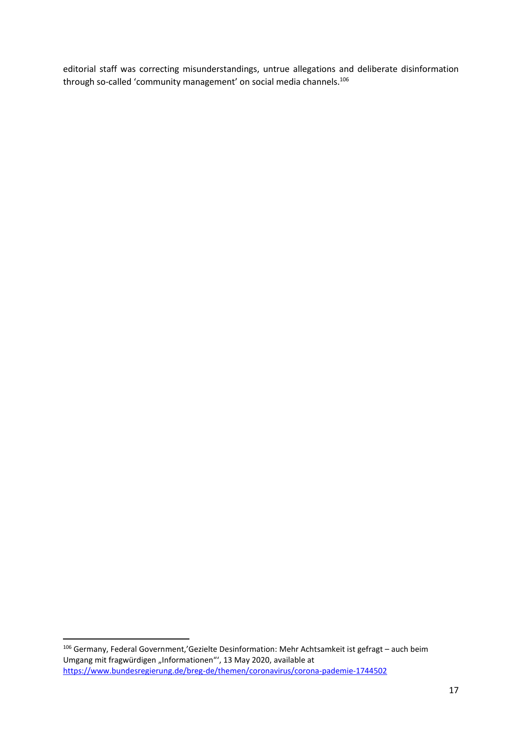editorial staff was correcting misunderstandings, untrue allegations and deliberate disinformation through so-called 'community management' on social media channels.[106]

[106] Germany, Federal Government,'Gezielte Desinformation: Mehr Achtsamkeit ist gefragt – auch beim Umgang mit fragwürdigen „Informationen"', 13 May 2020, available at https://www.bundesregierung.de/breg-de/themen/coronavirus/corona-pademie-1744502